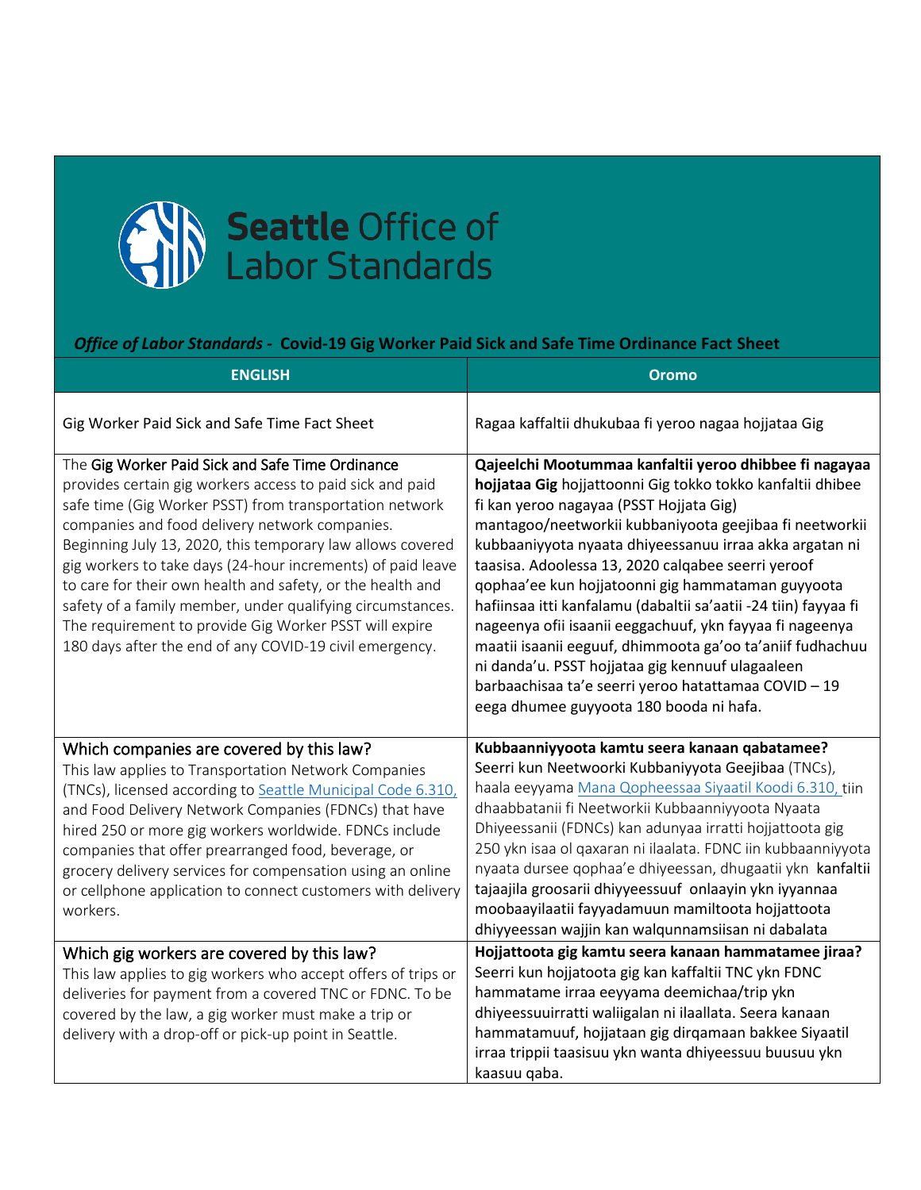# Seattle Office of Labor Standards

***Office of Labor Standards* - Covid-19 Gig Worker Paid Sick and Safe Time Ordinance Fact Sheet**

| ENGLISH | Oromo |
|---|---|
| Gig Worker Paid Sick and Safe Time Fact Sheet | Ragaa kaffaltii dhukubaa fi yeroo nagaa hojjataa Gig |
| The Gig Worker Paid Sick and Safe Time Ordinance provides certain gig workers access to paid sick and paid safe time (Gig Worker PSST) from transportation network companies and food delivery network companies. Beginning July 13, 2020, this temporary law allows covered gig workers to take days (24-hour increments) of paid leave to care for their own health and safety, or the health and safety of a family member, under qualifying circumstances. The requirement to provide Gig Worker PSST will expire 180 days after the end of any COVID-19 civil emergency. | **Qajeelchi Mootummaa kanfaltii yeroo dhibbee fi nagayaa hojjataa Gig** hojjattoonni Gig tokko tokko kanfaltii dhibee fi kan yeroo nagayaa (PSST Hojjata Gig) mantagoo/neetworkii kubbaniyoota geejibaa fi neetworkii kubbaaniyyota nyaata dhiyeessanuu irraa akka argatan ni taasisa. Adoolessa 13, 2020 calqabee seerri yeroof qophaa'ee kun hojjatoonni gig hammataman guyyoota hafiinsaa itti kanfalamu (dabaltii sa'aatii -24 tiin) fayyaa fi nageenya ofii isaanii eeggachuuf, ykn fayyaa fi nageenya maatii isaanii eeguuf, dhimmoota ga'oo ta'aniif fudhachuu ni danda'u. PSST hojjataa gig kennuuf ulagaaleen barbaachisaa ta'e seerri yeroo hatattamaa COVID – 19 eega dhumee guyyoota 180 booda ni hafa. |
| Which companies are covered by this law?<br>This law applies to Transportation Network Companies (TNCs), licensed according to [Seattle Municipal Code 6.310,]() and Food Delivery Network Companies (FDNCs) that have hired 250 or more gig workers worldwide. FDNCs include companies that offer prearranged food, beverage, or grocery delivery services for compensation using an online or cellphone application to connect customers with delivery workers. | **Kubbaanniyyoota kamtu seera kanaan qabatamee?**<br>Seerri kun Neetwoorki Kubbaniyyota Geejibaa (TNCs), haala eeyyama [Mana Qopheessaa Siyaatil Koodi 6.310,]() tiin dhaabbatanii fi Neetworkii Kubbaanniyyoota Nyaata Dhiyeessanii (FDNCs) kan adunyaa irratti hojjattoota gig 250 ykn isaa ol qaxaran ni ilaalata. FDNC iin kubbaanniyyota nyaata dursee qophaa'e dhiyeessan, dhugaatii ykn kanfaltii tajaajila groosarii dhiyyeessuuf onlaayin ykn iyyannaa moobaayilaatii fayyadamuun mamiltoota hojjattoota dhiyyeessan wajjin kan walqunnamsiisan ni dabalata |
| Which gig workers are covered by this law?<br>This law applies to gig workers who accept offers of trips or deliveries for payment from a covered TNC or FDNC. To be covered by the law, a gig worker must make a trip or delivery with a drop-off or pick-up point in Seattle. | **Hojjattoota gig kamtu seera kanaan hammatamee jiraa?**<br>Seerri kun hojjatoota gig kan kaffaltii TNC ykn FDNC hammatame irraa eeyyama deemichaa/trip ykn dhiyeessuuirratti waliigalan ni ilaallata. Seera kanaan hammatamuuf, hojjataan gig dirqamaan bakkee Siyaatil irraa trippii taasisuu ykn wanta dhiyeessuu buusuu ykn kaasuu qaba. |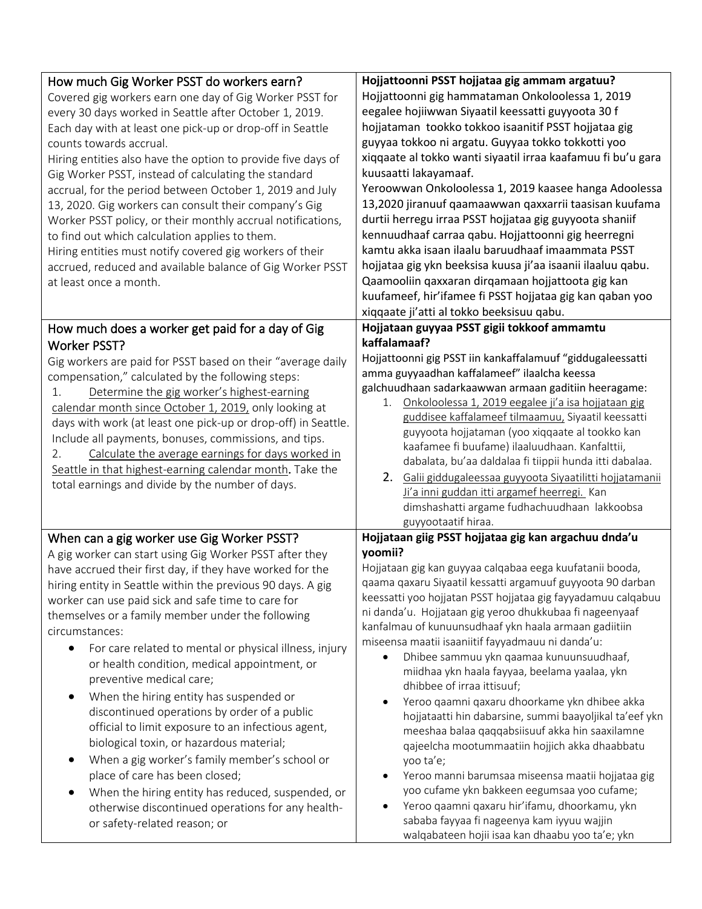| How much Gig Worker PSST do workers earn? | **Hojjattoonni PSST hojjataa gig ammam argatuu?** |
|---|---|
| Covered gig workers earn one day of Gig Worker PSST for every 30 days worked in Seattle after October 1, 2019. Each day with at least one pick-up or drop-off in Seattle counts towards accrual.<br>Hiring entities also have the option to provide five days of Gig Worker PSST, instead of calculating the standard accrual, for the period between October 1, 2019 and July 13, 2020. Gig workers can consult their company's Gig Worker PSST policy, or their monthly accrual notifications, to find out which calculation applies to them.<br>Hiring entities must notify covered gig workers of their accrued, reduced and available balance of Gig Worker PSST at least once a month. | Hojjattoonni gig hammataman Onkoloolessa 1, 2019 eegalee hojiiwwan Siyaatil keessatti guyyoota 30 f hojjataman tookko tokkoo isaanitif PSST hojjataa gig guyyaa tokkoo ni argatu. Guyyaa tokko tokkotti yoo xiqqaate al tokko wanti siyaatil irraa kaafamuu fi bu'u gara kuusaatti lakayamaaf.<br>Yeroowwan Onkoloolessa 1, 2019 kaasee hanga Adoolessa 13,2020 jiranuuf qaamaawwan qaxxarrii taasisan kuufama durtii herregu irraa PSST hojjataa gig guyyoota shaniif kennuudhaaf carraa qabu. Hojjattoonni gig heerregni kamtu akka isaan ilaalu baruudhaaf imaammata PSST hojjataa gig ykn beeksisa kuusa ji'aa isaanii ilaaluu qabu.<br>Qaamooliin qaxxaran dirqamaan hojjattoota gig kan kuufameef, hir'ifamee fi PSST hojjataa gig kan qaban yoo xiqqaate ji'atti al tokko beeksisuu qabu. |
| How much does a worker get paid for a day of Gig Worker PSST? | **Hojjataan guyyaa PSST gigii tokkoof ammamtu kaffalamaaf?** |
| Gig workers are paid for PSST based on their "average daily compensation," calculated by the following steps:<br>1. Determine the gig worker's highest-earning calendar month since October 1, 2019, only looking at days with work (at least one pick-up or drop-off) in Seattle. Include all payments, bonuses, commissions, and tips.<br>2. Calculate the average earnings for days worked in Seattle in that highest-earning calendar month. Take the total earnings and divide by the number of days. | Hojjattoonni gig PSST iin kankaffalamuuf "giddugaleessatti amma guyyaadhan kaffalameef" ilaalcha keessa galchuudhaan sadarkaawwan armaan gaditiin heeragame:<br>1. Onkoloolessa 1, 2019 eegalee ji'a isa hojjataan gig guddisee kaffalameef tilmaamuu, Siyaatil keessatti guyyoota hojjataman (yoo xiqqaate al tookko kan kaafamee fi buufame) ilaaluudhaan. Kanfalttii, dabalata, bu'aa daldalaa fi tiippii hunda itti dabalaa.<br>2. Galii giddugaleessaa guyyoota Siyaatilitti hojjatamanii Ji'a inni guddan itti argamef heerregi. Kan dimshashatti argame fudhachuudhaan lakkoobsa guyyootaatif hiraa. |
| When can a gig worker use Gig Worker PSST? | **Hojjataan giig PSST hojjataa gig kan argachuu dnda'u yoomii?** |
| A gig worker can start using Gig Worker PSST after they have accrued their first day, if they have worked for the hiring entity in Seattle within the previous 90 days. A gig worker can use paid sick and safe time to care for themselves or a family member under the following circumstances:<br>• For care related to mental or physical illness, injury or health condition, medical appointment, or preventive medical care;<br>• When the hiring entity has suspended or discontinued operations by order of a public official to limit exposure to an infectious agent, biological toxin, or hazardous material;<br>• When a gig worker's family member's school or place of care has been closed;<br>• When the hiring entity has reduced, suspended, or otherwise discontinued operations for any health- or safety-related reason; or | Hojjataan gig kan guyyaa calqabaa eega kuufatanii booda, qaama qaxaru Siyaatil kessatti argamuuf guyyoota 90 darban keessatti yoo hojjatan PSST hojjataa gig fayyadamuu calqabuu ni danda'u. Hojjataan gig yeroo dhukkubaa fi nageenyaaf kanfalmau of kunuunsudhaaf ykn haala armaan gadiitiin miseensa maatii isaaniitif fayyadmauu ni danda'u:<br>• Dhibee sammuu ykn qaamaa kunuunsuudhaaf, miidhaa ykn haala fayyaa, beelama yaalaa, ykn dhibbee of irraa ittisuuf;<br>• Yeroo qaamni qaxaru dhoorkame ykn dhibee akka hojjataatti hin dabarsine, summi baayoljikal ta'eef ykn meeshaa balaa qaqqabsiisuuf akka hin saaxilamne qajeelcha mootummaatiin hojjich akka dhaabbatu yoo ta'e;<br>• Yeroo manni barumsaa miseensa maatii hojjataa gig yoo cufame ykn bakkeen eegumsaa yoo cufame;<br>• Yeroo qaamni qaxaru hir'ifamu, dhoorkamu, ykn sababa fayyaa fi nageenya kam iyyuu wajjin walqabateen hojii isaa kan dhaabu yoo ta'e; ykn |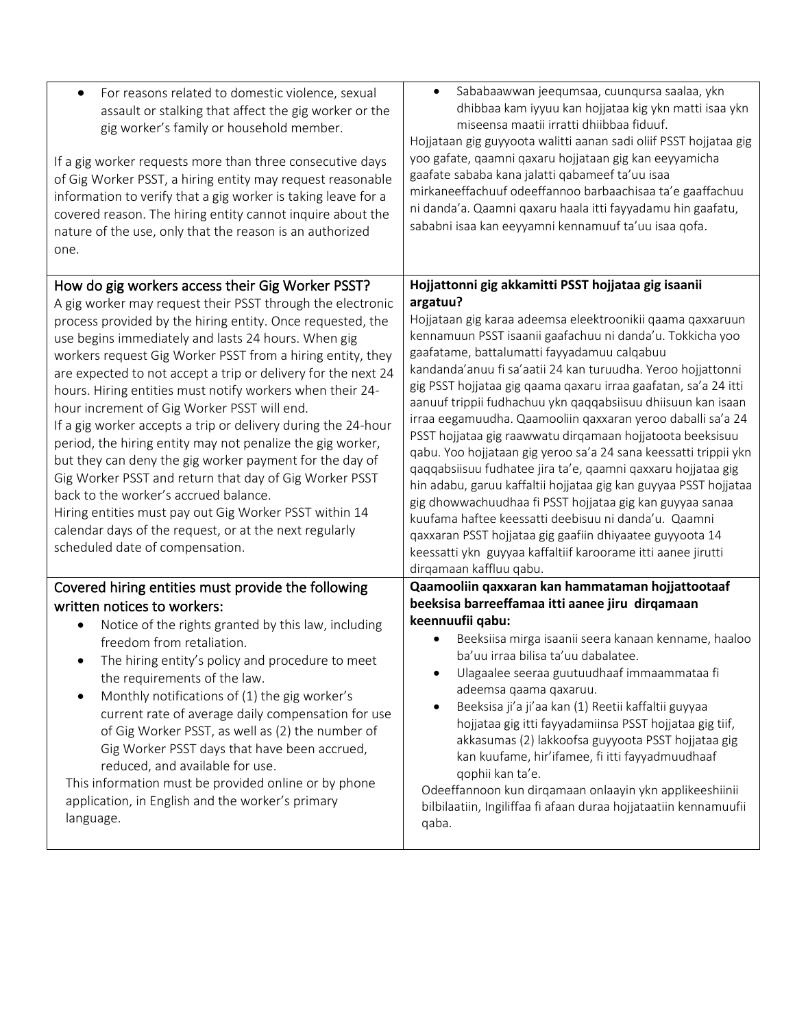| | |
|---|---|
| • For reasons related to domestic violence, sexual assault or stalking that affect the gig worker or the gig worker's family or household member.<br><br>If a gig worker requests more than three consecutive days of Gig Worker PSST, a hiring entity may request reasonable information to verify that a gig worker is taking leave for a covered reason. The hiring entity cannot inquire about the nature of the use, only that the reason is an authorized one. | • Sababaawwan jeequmsaa, cuunqursa saalaa, ykn dhibbaa kam iyyuu kan hojjataa kig ykn matti isaa ykn miseensa maatii irratti dhiibbaa fiduuf.<br>Hojjataan gig guyyoota walitti aanan sadi oliif PSST hojjataa gig yoo gafate, qaamni qaxaru hojjataan gig kan eeyyamicha gaafate sababa kana jalatti qabameef ta'uu isaa mirkaneeffachuuf odeeffannoo barbaachisaa ta'e gaaffachuu ni danda'a. Qaamni qaxaru haala itti fayyadamu hin gaafatu, sababni isaa kan eeyyamni kennamuuf ta'uu isaa qofa. |
| How do gig workers access their Gig Worker PSST?<br>A gig worker may request their PSST through the electronic process provided by the hiring entity. Once requested, the use begins immediately and lasts 24 hours. When gig workers request Gig Worker PSST from a hiring entity, they are expected to not accept a trip or delivery for the next 24 hours. Hiring entities must notify workers when their 24-hour increment of Gig Worker PSST will end.<br>If a gig worker accepts a trip or delivery during the 24-hour period, the hiring entity may not penalize the gig worker, but they can deny the gig worker payment for the day of Gig Worker PSST and return that day of Gig Worker PSST back to the worker's accrued balance.<br>Hiring entities must pay out Gig Worker PSST within 14 calendar days of the request, or at the next regularly scheduled date of compensation. | **Hojjattonni gig akkamitti PSST hojjataa gig isaanii argatuu?**<br>Hojjataan gig karaa adeemsa eleektroonikii qaama qaxxaruun kennamuun PSST isaanii gaafachuu ni danda'u. Tokkicha yoo gaafatame, battalumatti fayyadamuu calqabuu kandanda'anuu fi sa'aatii 24 kan turuudha. Yeroo hojjattonni gig PSST hojjataa gig qaama qaxaru irraa gaafatan, sa'a 24 itti aanuuf trippii fudhachuu ykn qaqqabsiisuu dhiisuun kan isaan irraa eegamuudha. Qaamooliin qaxxaran yeroo daballi sa'a 24 PSST hojjataa gig raawwatu dirqamaan hojjatoota beeksisuu qabu. Yoo hojjataan gig yeroo sa'a 24 sana keessatti trippii ykn qaqqabsiisuu fudhatee jira ta'e, qaamni qaxxaru hojjataa gig hin adabu, garuu kaffaltii hojjataa gig kan guyyaa PSST hojjataa gig dhowwachuudhaa fi PSST hojjataa gig kan guyyaa sanaa kuufama haftee keessatti deebisuu ni danda'u. Qaamni qaxxaran PSST hojjataa gig gaafiin dhiyaatee guyyoota 14 keessatti ykn guyyaa kaffaltiif karoorame itti aanee jirutti dirqamaan kaffluu qabu. |
| Covered hiring entities must provide the following written notices to workers:<br>• Notice of the rights granted by this law, including freedom from retaliation.<br>• The hiring entity's policy and procedure to meet the requirements of the law.<br>• Monthly notifications of (1) the gig worker's current rate of average daily compensation for use of Gig Worker PSST, as well as (2) the number of Gig Worker PSST days that have been accrued, reduced, and available for use.<br>This information must be provided online or by phone application, in English and the worker's primary language. | **Qaamooliin qaxxaran kan hammataman hojjattootaaf beeksisa barreeffamaa itti aanee jiru dirqamaan keennuufii qabu:**<br>• Beeksiisa mirga isaanii seera kanaan kenname, haaloo ba'uu irraa bilisa ta'uu dabalatee.<br>• Ulagaalee seeraa guutuudhaaf immaammataa fi adeemsa qaama qaxaruu.<br>• Beeksisa ji'a ji'aa kan (1) Reetii kaffaltii guyyaa hojjataa gig itti fayyadamiinsa PSST hojjataa gig tiif, akkasumas (2) lakkoofsa guyyoota PSST hojjataa gig kan kuufame, hir'ifamee, fi itti fayyadmuudhaaf qophii kan ta'e.<br>Odeeffannoon kun dirqamaan onlaayin ykn applikeeshiinii bilbilaatiin, Ingiliffaa fi afaan duraa hojjataatiin kennamuufii qaba. |